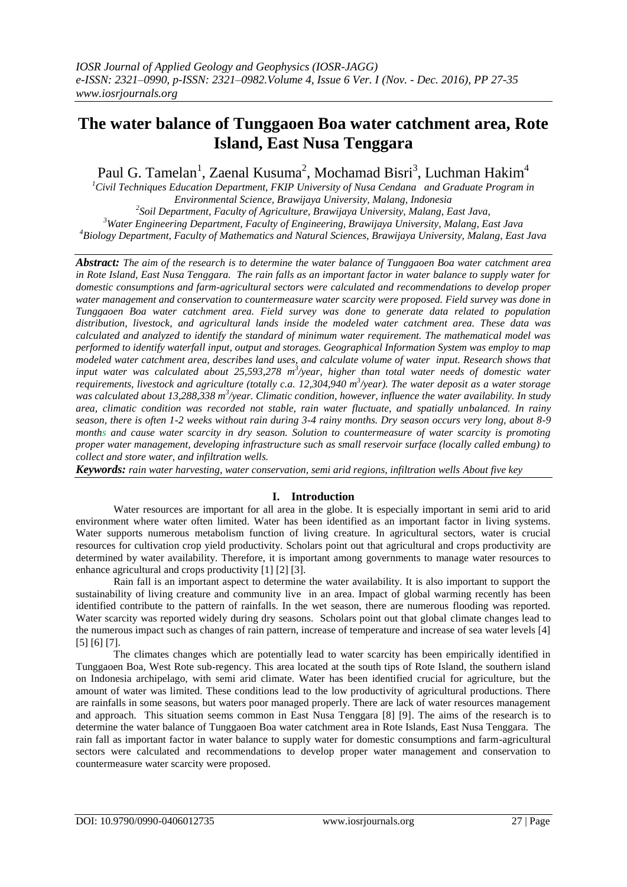# The water balance of Tunggaoen Boa water catchment area, Rote Island, East Nusa Tenggara

Paul G. Tamelan[1], Zaenal Kusuma[2], Mochamad Bisri[3], Luchman Hakim[4]

[1]*Civil Techniques Education Department, FKIP University of Nusa Cendana and Graduate Program in Environmental Science, Brawijaya University, Malang, Indonesia*
[2]*Soil Department, Faculty of Agriculture, Brawijaya University, Malang, East Java,*
[3]*Water Engineering Department, Faculty of Engineering, Brawijaya University, Malang, East Java*
[4]*Biology Department, Faculty of Mathematics and Natural Sciences, Brawijaya University, Malang, East Java*

***Abstract:*** *The aim of the research is to determine the water balance of Tunggaoen Boa water catchment area in Rote Island, East Nusa Tenggara. The rain falls as an important factor in water balance to supply water for domestic consumptions and farm-agricultural sectors were calculated and recommendations to develop proper water management and conservation to countermeasure water scarcity were proposed. Field survey was done in Tunggaoen Boa water catchment area. Field survey was done to generate data related to population distribution, livestock, and agricultural lands inside the modeled water catchment area. These data was calculated and analyzed to identify the standard of minimum water requirement. The mathematical model was performed to identify waterfall input, output and storages. Geographical Information System was employ to map modeled water catchment area, describes land uses, and calculate volume of water input. Research shows that input water was calculated about 25,593,278 $m^3$/year, higher than total water needs of domestic water requirements, livestock and agriculture (totally c.a. 12,304,940 $m^3$/year). The water deposit as a water storage was calculated about 13,288,338 $m^3$/year. Climatic condition, however, influence the water availability. In study area, climatic condition was recorded not stable, rain water fluctuate, and spatially unbalanced. In rainy season, there is often 1-2 weeks without rain during 3-4 rainy months. Dry season occurs very long, about 8-9 months and cause water scarcity in dry season. Solution to countermeasure of water scarcity is promoting proper water management, developing infrastructure such as small reservoir surface (locally called embung) to collect and store water, and infiltration wells.*

***Keywords:*** *rain water harvesting, water conservation, semi arid regions, infiltration wells About five key*

## I. Introduction

Water resources are important for all area in the globe. It is especially important in semi arid to arid environment where water often limited. Water has been identified as an important factor in living systems. Water supports numerous metabolism function of living creature. In agricultural sectors, water is crucial resources for cultivation crop yield productivity. Scholars point out that agricultural and crops productivity are determined by water availability. Therefore, it is important among governments to manage water resources to enhance agricultural and crops productivity [1] [2] [3].

Rain fall is an important aspect to determine the water availability. It is also important to support the sustainability of living creature and community live in an area. Impact of global warming recently has been identified contribute to the pattern of rainfalls. In the wet season, there are numerous flooding was reported. Water scarcity was reported widely during dry seasons. Scholars point out that global climate changes lead to the numerous impact such as changes of rain pattern, increase of temperature and increase of sea water levels [4] [5] [6] [7].

The climates changes which are potentially lead to water scarcity has been empirically identified in Tunggaoen Boa, West Rote sub-regency. This area located at the south tips of Rote Island, the southern island on Indonesia archipelago, with semi arid climate. Water has been identified crucial for agriculture, but the amount of water was limited. These conditions lead to the low productivity of agricultural productions. There are rainfalls in some seasons, but waters poor managed properly. There are lack of water resources management and approach. This situation seems common in East Nusa Tenggara [8] [9]. The aims of the research is to determine the water balance of Tunggaoen Boa water catchment area in Rote Islands, East Nusa Tenggara. The rain fall as important factor in water balance to supply water for domestic consumptions and farm-agricultural sectors were calculated and recommendations to develop proper water management and conservation to countermeasure water scarcity were proposed.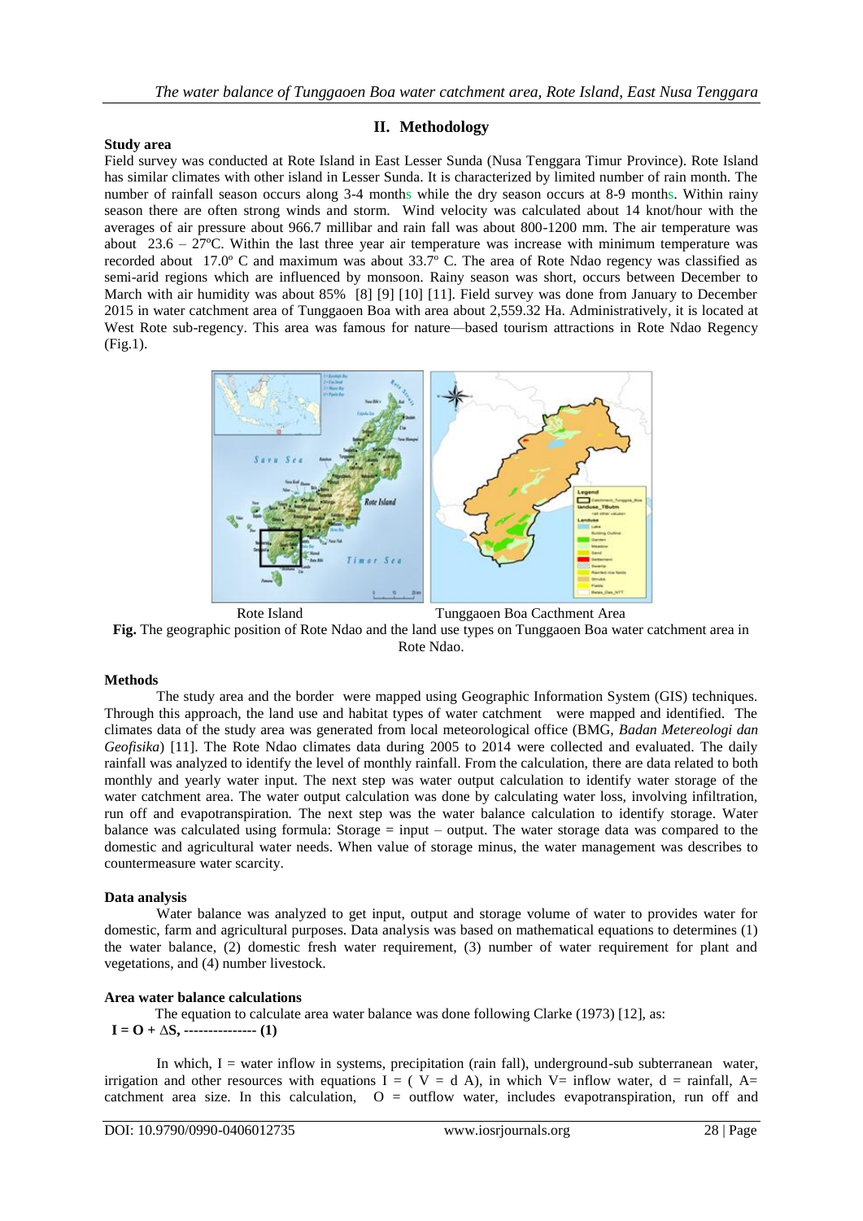## II. Methodology

### Study area

Field survey was conducted at Rote Island in East Lesser Sunda (Nusa Tenggara Timur Province). Rote Island has similar climates with other island in Lesser Sunda. It is characterized by limited number of rain month. The number of rainfall season occurs along 3-4 months while the dry season occurs at 8-9 months. Within rainy season there are often strong winds and storm. Wind velocity was calculated about 14 knot/hour with the averages of air pressure about 966.7 millibar and rain fall was about 800-1200 mm. The air temperature was about 23.6 – 27ºC. Within the last three year air temperature was increase with minimum temperature was recorded about 17.0º C and maximum was about 33.7º C. The area of Rote Ndao regency was classified as semi-arid regions which are influenced by monsoon. Rainy season was short, occurs between December to March with air humidity was about 85% [8] [9] [10] [11]. Field survey was done from January to December 2015 in water catchment area of Tunggaoen Boa with area about 2,559.32 Ha. Administratively, it is located at West Rote sub-regency. This area was famous for nature—based tourism attractions in Rote Ndao Regency (Fig.1).

Rote Island　　　　　　　　Tunggaoen Boa Cacthment Area

**Fig.** The geographic position of Rote Ndao and the land use types on Tunggaoen Boa water catchment area in Rote Ndao.

### Methods

The study area and the border were mapped using Geographic Information System (GIS) techniques. Through this approach, the land use and habitat types of water catchment were mapped and identified. The climates data of the study area was generated from local meteorological office (BMG, *Badan Metereologi dan Geofisika*) [11]. The Rote Ndao climates data during 2005 to 2014 were collected and evaluated. The daily rainfall was analyzed to identify the level of monthly rainfall. From the calculation, there are data related to both monthly and yearly water input. The next step was water output calculation to identify water storage of the water catchment area. The water output calculation was done by calculating water loss, involving infiltration, run off and evapotranspiration. The next step was the water balance calculation to identify storage. Water balance was calculated using formula: Storage = input – output. The water storage data was compared to the domestic and agricultural water needs. When value of storage minus, the water management was describes to countermeasure water scarcity.

### Data analysis

Water balance was analyzed to get input, output and storage volume of water to provides water for domestic, farm and agricultural purposes. Data analysis was based on mathematical equations to determines (1) the water balance, (2) domestic fresh water requirement, (3) number of water requirement for plant and vegetations, and (4) number livestock.

### Area water balance calculations

The equation to calculate area water balance was done following Clarke (1973) [12], as:

**$I = O + \Delta S$, --------------- (1)**

In which, I = water inflow in systems, precipitation (rain fall), underground-sub subterranean water, irrigation and other resources with equations $I = ( V = d\ A)$, in which V= inflow water, d = rainfall, A= catchment area size. In this calculation, O = outflow water, includes evapotranspiration, run off and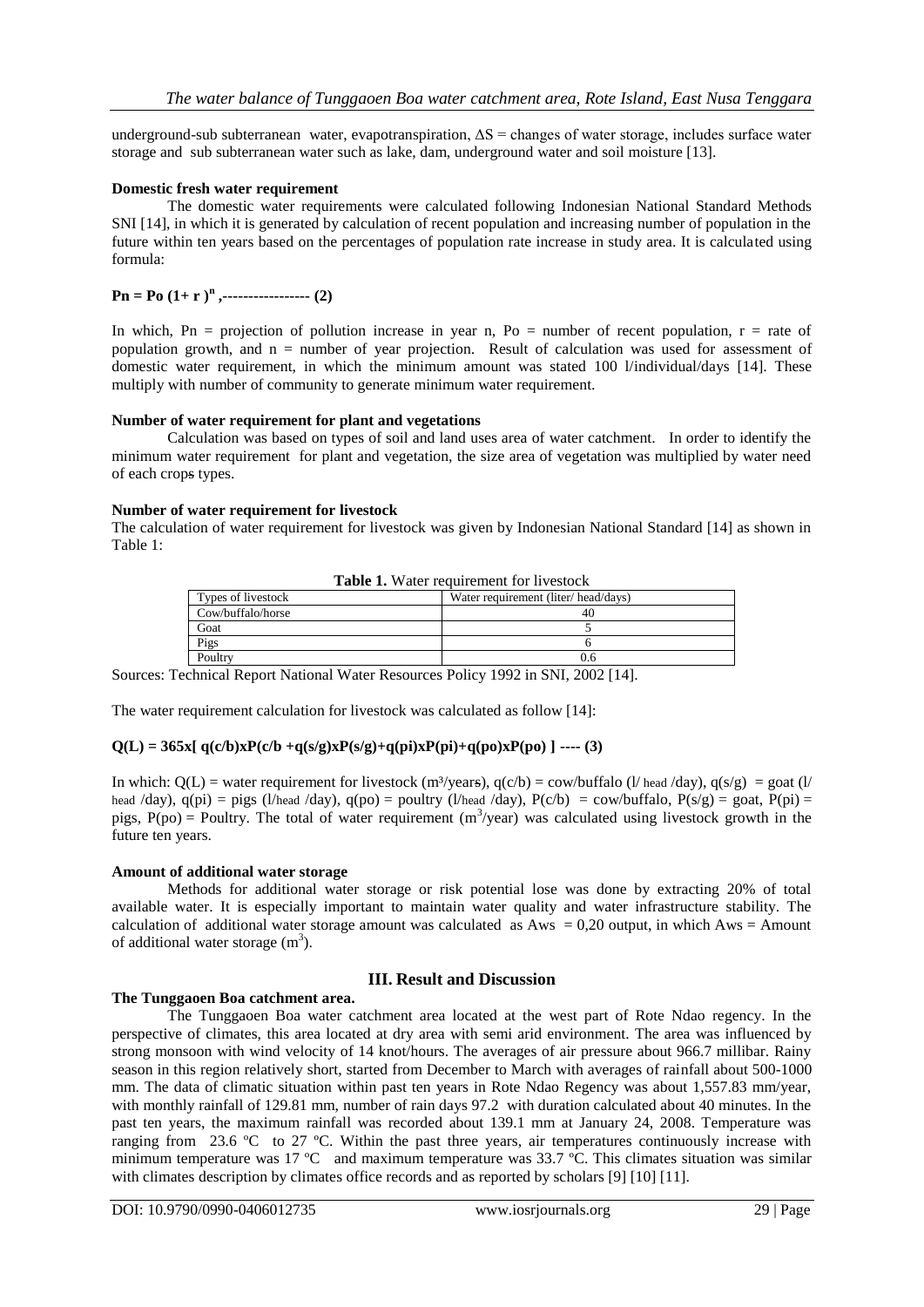underground-sub subterranean water, evapotranspiration, $\Delta S$ = changes of water storage, includes surface water storage and sub subterranean water such as lake, dam, underground water and soil moisture [13].

**Domestic fresh water requirement**

The domestic water requirements were calculated following Indonesian National Standard Methods SNI [14], in which it is generated by calculation of recent population and increasing number of population in the future within ten years based on the percentages of population rate increase in study area. It is calculated using formula:

$$Pn = Po\,(1+ r)^n \text{ ,----------------- (2)}$$

In which, Pn = projection of pollution increase in year n, Po = number of recent population, r = rate of population growth, and n = number of year projection. Result of calculation was used for assessment of domestic water requirement, in which the minimum amount was stated 100 l/individual/days [14]. These multiply with number of community to generate minimum water requirement.

**Number of water requirement for plant and vegetations**

Calculation was based on types of soil and land uses area of water catchment. In order to identify the minimum water requirement for plant and vegetation, the size area of vegetation was multiplied by water need of each crops types.

**Number of water requirement for livestock**

The calculation of water requirement for livestock was given by Indonesian National Standard [14] as shown in Table 1:

**Table 1.** Water requirement for livestock

| Types of livestock | Water requirement (liter/ head/days) |
|---|---|
| Cow/buffalo/horse | 40 |
| Goat | 5 |
| Pigs | 6 |
| Poultry | 0.6 |

Sources: Technical Report National Water Resources Policy 1992 in SNI, 2002 [14].

The water requirement calculation for livestock was calculated as follow [14]:

$$Q(L) = 365x[\,q(c/b)xP(c/b + q(s/g)xP(s/g)+q(pi)xP(pi)+q(po)xP(po)\,] \text{ ---- (3)}$$

In which: Q(L) = water requirement for livestock ($m^3$/years), q(c/b) = cow/buffalo (l/ head /day), q(s/g) = goat (l/ head /day), q(pi) = pigs (l/head /day), q(po) = poultry (l/head /day), P(c/b) = cow/buffalo, P(s/g) = goat, P(pi) = pigs, P(po) = Poultry. The total of water requirement ($m^3$/year) was calculated using livestock growth in the future ten years.

**Amount of additional water storage**

Methods for additional water storage or risk potential lose was done by extracting 20% of total available water. It is especially important to maintain water quality and water infrastructure stability. The calculation of additional water storage amount was calculated as Aws = 0,20 output, in which Aws = Amount of additional water storage ($m^3$).

## III. Result and Discussion

**The Tunggaoen Boa catchment area.**

The Tunggaoen Boa water catchment area located at the west part of Rote Ndao regency. In the perspective of climates, this area located at dry area with semi arid environment. The area was influenced by strong monsoon with wind velocity of 14 knot/hours. The averages of air pressure about 966.7 millibar. Rainy season in this region relatively short, started from December to March with averages of rainfall about 500-1000 mm. The data of climatic situation within past ten years in Rote Ndao Regency was about 1,557.83 mm/year, with monthly rainfall of 129.81 mm, number of rain days 97.2 with duration calculated about 40 minutes. In the past ten years, the maximum rainfall was recorded about 139.1 mm at January 24, 2008. Temperature was ranging from 23.6 ºC to 27 ºC. Within the past three years, air temperatures continuously increase with minimum temperature was 17 ºC and maximum temperature was 33.7 ºC. This climates situation was similar with climates description by climates office records and as reported by scholars [9] [10] [11].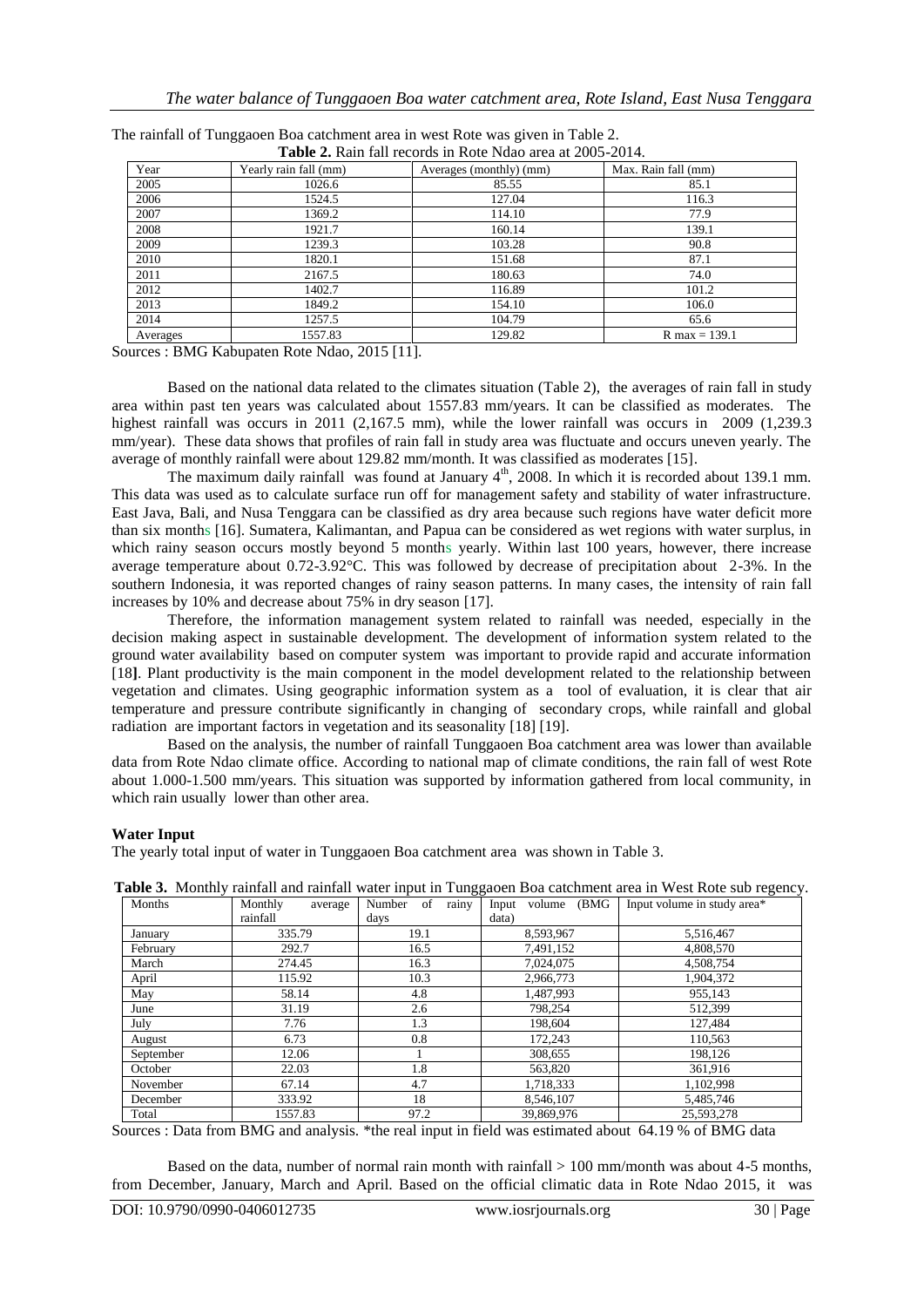The rainfall of Tunggaoen Boa catchment area in west Rote was given in Table 2.

**Table 2.** Rain fall records in Rote Ndao area at 2005-2014.

| Year | Yearly rain fall (mm) | Averages (monthly) (mm) | Max. Rain fall (mm) |
|---|---|---|---|
| 2005 | 1026.6 | 85.55 | 85.1 |
| 2006 | 1524.5 | 127.04 | 116.3 |
| 2007 | 1369.2 | 114.10 | 77.9 |
| 2008 | 1921.7 | 160.14 | 139.1 |
| 2009 | 1239.3 | 103.28 | 90.8 |
| 2010 | 1820.1 | 151.68 | 87.1 |
| 2011 | 2167.5 | 180.63 | 74.0 |
| 2012 | 1402.7 | 116.89 | 101.2 |
| 2013 | 1849.2 | 154.10 | 106.0 |
| 2014 | 1257.5 | 104.79 | 65.6 |
| Averages | 1557.83 | 129.82 | R max = 139.1 |

Sources : BMG Kabupaten Rote Ndao, 2015 [11].

Based on the national data related to the climates situation (Table 2), the averages of rain fall in study area within past ten years was calculated about 1557.83 mm/years. It can be classified as moderates. The highest rainfall was occurs in 2011 (2,167.5 mm), while the lower rainfall was occurs in 2009 (1,239.3 mm/year). These data shows that profiles of rain fall in study area was fluctuate and occurs uneven yearly. The average of monthly rainfall were about 129.82 mm/month. It was classified as moderates [15].

The maximum daily rainfall was found at January 4th, 2008. In which it is recorded about 139.1 mm. This data was used as to calculate surface run off for management safety and stability of water infrastructure. East Java, Bali, and Nusa Tenggara can be classified as dry area because such regions have water deficit more than six months [16]. Sumatera, Kalimantan, and Papua can be considered as wet regions with water surplus, in which rainy season occurs mostly beyond 5 months yearly. Within last 100 years, however, there increase average temperature about 0.72-3.92°C. This was followed by decrease of precipitation about 2-3%. In the southern Indonesia, it was reported changes of rainy season patterns. In many cases, the intensity of rain fall increases by 10% and decrease about 75% in dry season [17].

Therefore, the information management system related to rainfall was needed, especially in the decision making aspect in sustainable development. The development of information system related to the ground water availability based on computer system was important to provide rapid and accurate information [18**]**. Plant productivity is the main component in the model development related to the relationship between vegetation and climates. Using geographic information system as a tool of evaluation, it is clear that air temperature and pressure contribute significantly in changing of secondary crops, while rainfall and global radiation are important factors in vegetation and its seasonality [18] [19].

Based on the analysis, the number of rainfall Tunggaoen Boa catchment area was lower than available data from Rote Ndao climate office. According to national map of climate conditions, the rain fall of west Rote about 1.000-1.500 mm/years. This situation was supported by information gathered from local community, in which rain usually lower than other area.

**Water Input**

The yearly total input of water in Tunggaoen Boa catchment area was shown in Table 3.

**Table 3.** Monthly rainfall and rainfall water input in Tunggaoen Boa catchment area in West Rote sub regency.

| Months | Monthly average rainfall | Number of rainy days | Input volume (BMG data) | Input volume in study area* |
|---|---|---|---|---|
| January | 335.79 | 19.1 | 8,593,967 | 5,516,467 |
| February | 292.7 | 16.5 | 7,491,152 | 4,808,570 |
| March | 274.45 | 16.3 | 7,024,075 | 4,508,754 |
| April | 115.92 | 10.3 | 2,966,773 | 1,904,372 |
| May | 58.14 | 4.8 | 1,487,993 | 955,143 |
| June | 31.19 | 2.6 | 798,254 | 512,399 |
| July | 7.76 | 1.3 | 198,604 | 127,484 |
| August | 6.73 | 0.8 | 172,243 | 110,563 |
| September | 12.06 | 1 | 308,655 | 198,126 |
| October | 22.03 | 1.8 | 563,820 | 361,916 |
| November | 67.14 | 4.7 | 1,718,333 | 1,102,998 |
| December | 333.92 | 18 | 8,546,107 | 5,485,746 |
| Total | 1557.83 | 97.2 | 39,869,976 | 25,593,278 |

Sources : Data from BMG and analysis. *the real input in field was estimated about 64.19 % of BMG data

Based on the data, number of normal rain month with rainfall > 100 mm/month was about 4-5 months, from December, January, March and April. Based on the official climatic data in Rote Ndao 2015, it was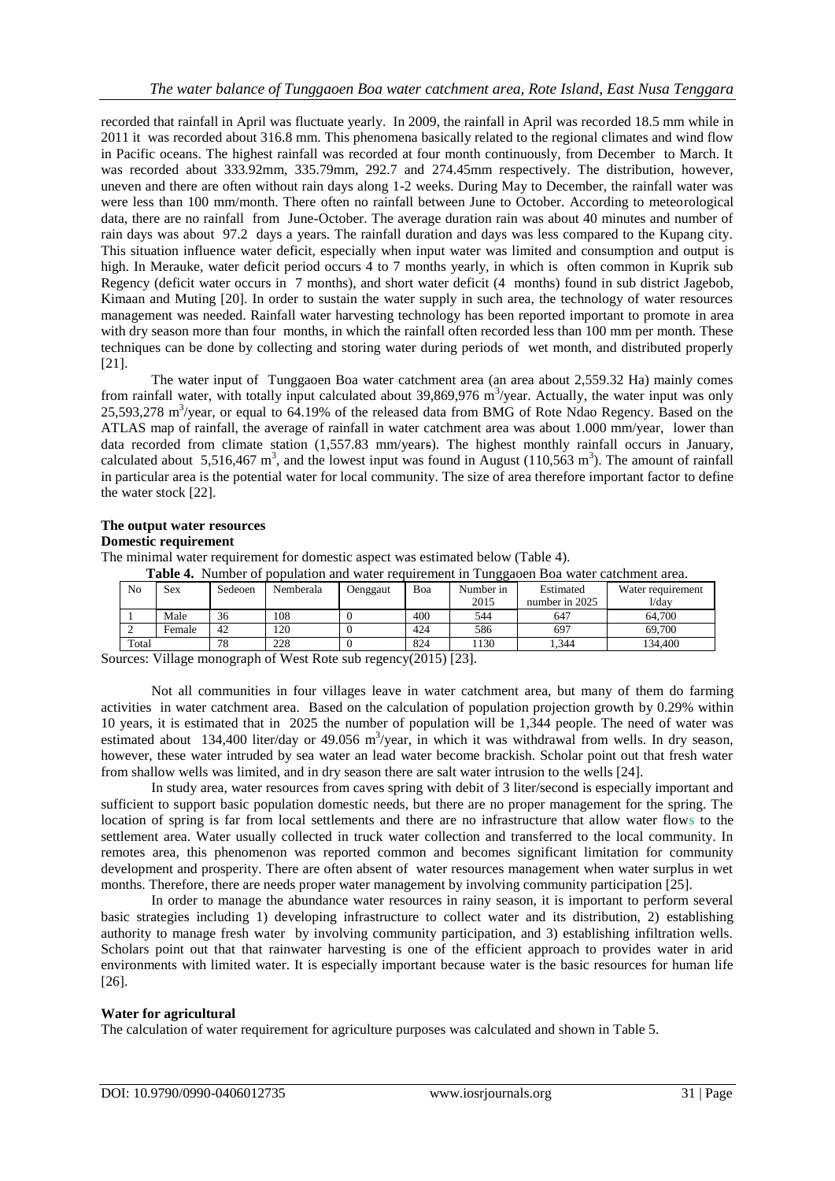recorded that rainfall in April was fluctuate yearly. In 2009, the rainfall in April was recorded 18.5 mm while in 2011 it was recorded about 316.8 mm. This phenomena basically related to the regional climates and wind flow in Pacific oceans. The highest rainfall was recorded at four month continuously, from December to March. It was recorded about 333.92mm, 335.79mm, 292.7 and 274.45mm respectively. The distribution, however, uneven and there are often without rain days along 1-2 weeks. During May to December, the rainfall water was were less than 100 mm/month. There often no rainfall between June to October. According to meteorological data, there are no rainfall from June-October. The average duration rain was about 40 minutes and number of rain days was about 97.2 days a years. The rainfall duration and days was less compared to the Kupang city. This situation influence water deficit, especially when input water was limited and consumption and output is high. In Merauke, water deficit period occurs 4 to 7 months yearly, in which is often common in Kuprik sub Regency (deficit water occurs in 7 months), and short water deficit (4 months) found in sub district Jagebob, Kimaan and Muting [20]. In order to sustain the water supply in such area, the technology of water resources management was needed. Rainfall water harvesting technology has been reported important to promote in area with dry season more than four months, in which the rainfall often recorded less than 100 mm per month. These techniques can be done by collecting and storing water during periods of wet month, and distributed properly [21].

The water input of Tunggaoen Boa water catchment area (an area about 2,559.32 Ha) mainly comes from rainfall water, with totally input calculated about 39,869,976 $m^3$/year. Actually, the water input was only 25,593,278 $m^3$/year, or equal to 64.19% of the released data from BMG of Rote Ndao Regency. Based on the ATLAS map of rainfall, the average of rainfall in water catchment area was about 1.000 mm/year, lower than data recorded from climate station (1,557.83 mm/years). The highest monthly rainfall occurs in January, calculated about 5,516,467 $m^3$, and the lowest input was found in August (110,563 $m^3$). The amount of rainfall in particular area is the potential water for local community. The size of area therefore important factor to define the water stock [22].

**The output water resources**

**Domestic requirement**

The minimal water requirement for domestic aspect was estimated below (Table 4).

**Table 4.** Number of population and water requirement in Tunggaoen Boa water catchment area.

| No | Sex | Sedeoen | Nemberala | Oenggaut | Boa | Number in 2015 | Estimated number in 2025 | Water requirement l/day |
|---|---|---|---|---|---|---|---|---|
| 1 | Male | 36 | 108 | 0 | 400 | 544 | 647 | 64,700 |
| 2 | Female | 42 | 120 | 0 | 424 | 586 | 697 | 69,700 |
| Total | | 78 | 228 | 0 | 824 | 1130 | 1,344 | 134,400 |

Sources: Village monograph of West Rote sub regency(2015) [23].

Not all communities in four villages leave in water catchment area, but many of them do farming activities in water catchment area. Based on the calculation of population projection growth by 0.29% within 10 years, it is estimated that in 2025 the number of population will be 1,344 people. The need of water was estimated about 134,400 liter/day or 49.056 $m^3$/year, in which it was withdrawal from wells. In dry season, however, these water intruded by sea water an lead water become brackish. Scholar point out that fresh water from shallow wells was limited, and in dry season there are salt water intrusion to the wells [24].

In study area, water resources from caves spring with debit of 3 liter/second is especially important and sufficient to support basic population domestic needs, but there are no proper management for the spring. The location of spring is far from local settlements and there are no infrastructure that allow water flows to the settlement area. Water usually collected in truck water collection and transferred to the local community. In remotes area, this phenomenon was reported common and becomes significant limitation for community development and prosperity. There are often absent of water resources management when water surplus in wet months. Therefore, there are needs proper water management by involving community participation [25].

In order to manage the abundance water resources in rainy season, it is important to perform several basic strategies including 1) developing infrastructure to collect water and its distribution, 2) establishing authority to manage fresh water by involving community participation, and 3) establishing infiltration wells. Scholars point out that that rainwater harvesting is one of the efficient approach to provides water in arid environments with limited water. It is especially important because water is the basic resources for human life [26].

**Water for agricultural**

The calculation of water requirement for agriculture purposes was calculated and shown in Table 5.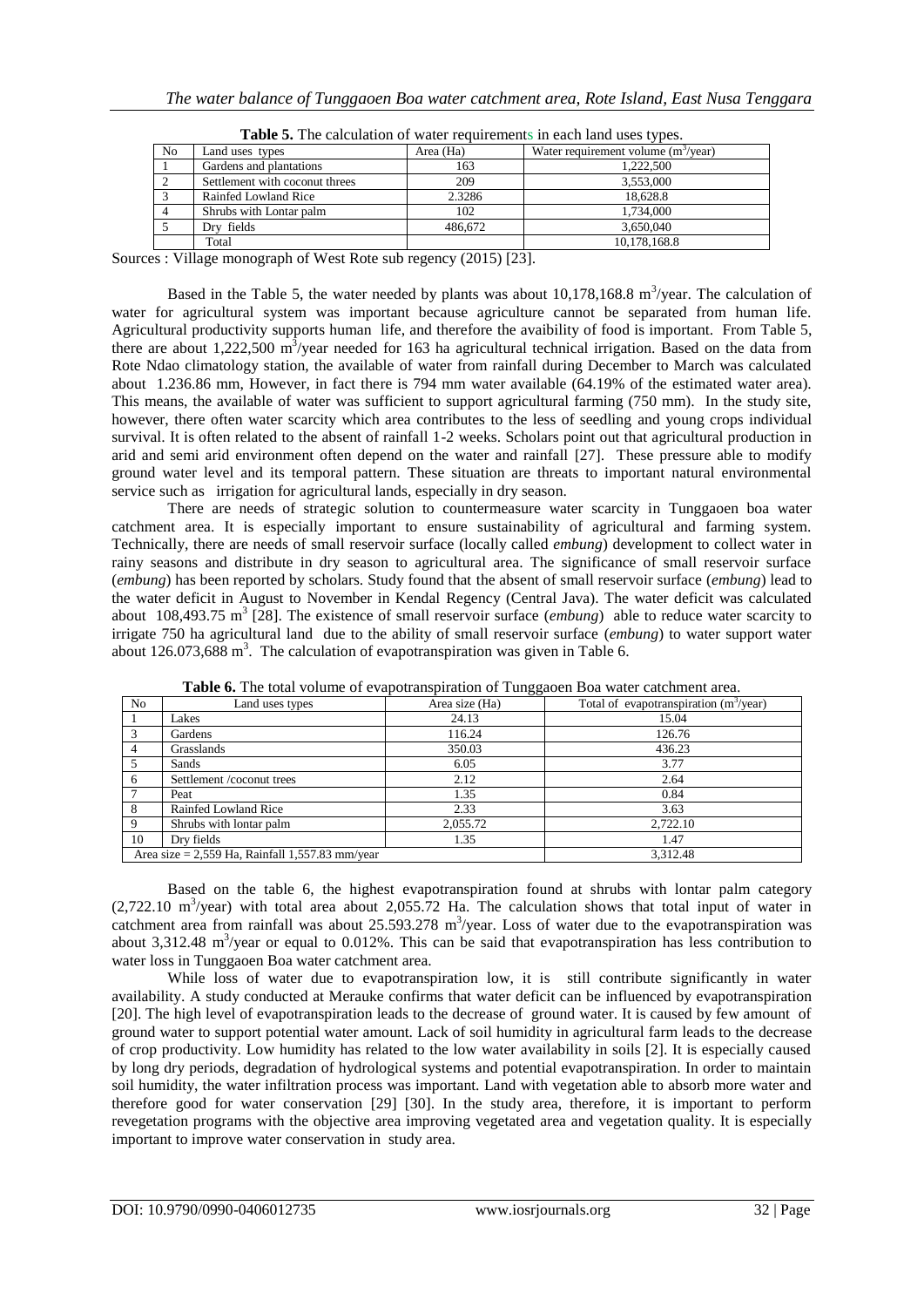**Table 5.** The calculation of water requirements in each land uses types.

| No | Land uses types | Area (Ha) | Water requirement volume ($m^3$/year) |
|---|---|---|---|
| 1 | Gardens and plantations | 163 | 1,222,500 |
| 2 | Settlement with coconut threes | 209 | 3,553,000 |
| 3 | Rainfed Lowland Rice | 2.3286 | 18,628.8 |
| 4 | Shrubs with Lontar palm | 102 | 1,734,000 |
| 5 | Dry fields | 486,672 | 3,650,040 |
|  | Total |  | 10,178,168.8 |

Sources : Village monograph of West Rote sub regency (2015) [23].

Based in the Table 5, the water needed by plants was about 10,178,168.8 $m^3$/year. The calculation of water for agricultural system was important because agriculture cannot be separated from human life. Agricultural productivity supports human life, and therefore the avaibility of food is important. From Table 5, there are about 1,222,500 $m^3$/year needed for 163 ha agricultural technical irrigation. Based on the data from Rote Ndao climatology station, the available of water from rainfall during December to March was calculated about 1.236.86 mm, However, in fact there is 794 mm water available (64.19% of the estimated water area). This means, the available of water was sufficient to support agricultural farming (750 mm). In the study site, however, there often water scarcity which area contributes to the less of seedling and young crops individual survival. It is often related to the absent of rainfall 1-2 weeks. Scholars point out that agricultural production in arid and semi arid environment often depend on the water and rainfall [27]. These pressure able to modify ground water level and its temporal pattern. These situation are threats to important natural environmental service such as irrigation for agricultural lands, especially in dry season.

There are needs of strategic solution to countermeasure water scarcity in Tunggaoen boa water catchment area. It is especially important to ensure sustainability of agricultural and farming system. Technically, there are needs of small reservoir surface (locally called *embung*) development to collect water in rainy seasons and distribute in dry season to agricultural area. The significance of small reservoir surface (*embung*) has been reported by scholars. Study found that the absent of small reservoir surface (*embung*) lead to the water deficit in August to November in Kendal Regency (Central Java). The water deficit was calculated about 108,493.75 $m^3$ [28]. The existence of small reservoir surface (*embung*) able to reduce water scarcity to irrigate 750 ha agricultural land due to the ability of small reservoir surface (*embung*) to water support water about 126.073,688 $m^3$. The calculation of evapotranspiration was given in Table 6.

**Table 6.** The total volume of evapotranspiration of Tunggaoen Boa water catchment area.

| No | Land uses types | Area size (Ha) | Total of evapotranspiration ($m^3$/year) |
|---|---|---|---|
| 1 | Lakes | 24.13 | 15.04 |
| 3 | Gardens | 116.24 | 126.76 |
| 4 | Grasslands | 350.03 | 436.23 |
| 5 | Sands | 6.05 | 3.77 |
| 6 | Settlement /coconut trees | 2.12 | 2.64 |
| 7 | Peat | 1.35 | 0.84 |
| 8 | Rainfed Lowland Rice | 2.33 | 3.63 |
| 9 | Shrubs with lontar palm | 2,055.72 | 2,722.10 |
| 10 | Dry fields | 1.35 | 1.47 |
| Area size = 2,559 Ha, Rainfall 1,557.83 mm/year | | | 3,312.48 |

Based on the table 6, the highest evapotranspiration found at shrubs with lontar palm category (2,722.10 $m^3$/year) with total area about 2,055.72 Ha. The calculation shows that total input of water in catchment area from rainfall was about 25.593.278 $m^3$/year. Loss of water due to the evapotranspiration was about 3,312.48 $m^3$/year or equal to 0.012%. This can be said that evapotranspiration has less contribution to water loss in Tunggaoen Boa water catchment area.

While loss of water due to evapotranspiration low, it is still contribute significantly in water availability. A study conducted at Merauke confirms that water deficit can be influenced by evapotranspiration [20]. The high level of evapotranspiration leads to the decrease of ground water. It is caused by few amount of ground water to support potential water amount. Lack of soil humidity in agricultural farm leads to the decrease of crop productivity. Low humidity has related to the low water availability in soils [2]. It is especially caused by long dry periods, degradation of hydrological systems and potential evapotranspiration. In order to maintain soil humidity, the water infiltration process was important. Land with vegetation able to absorb more water and therefore good for water conservation [29] [30]. In the study area, therefore, it is important to perform revegetation programs with the objective area improving vegetated area and vegetation quality. It is especially important to improve water conservation in study area.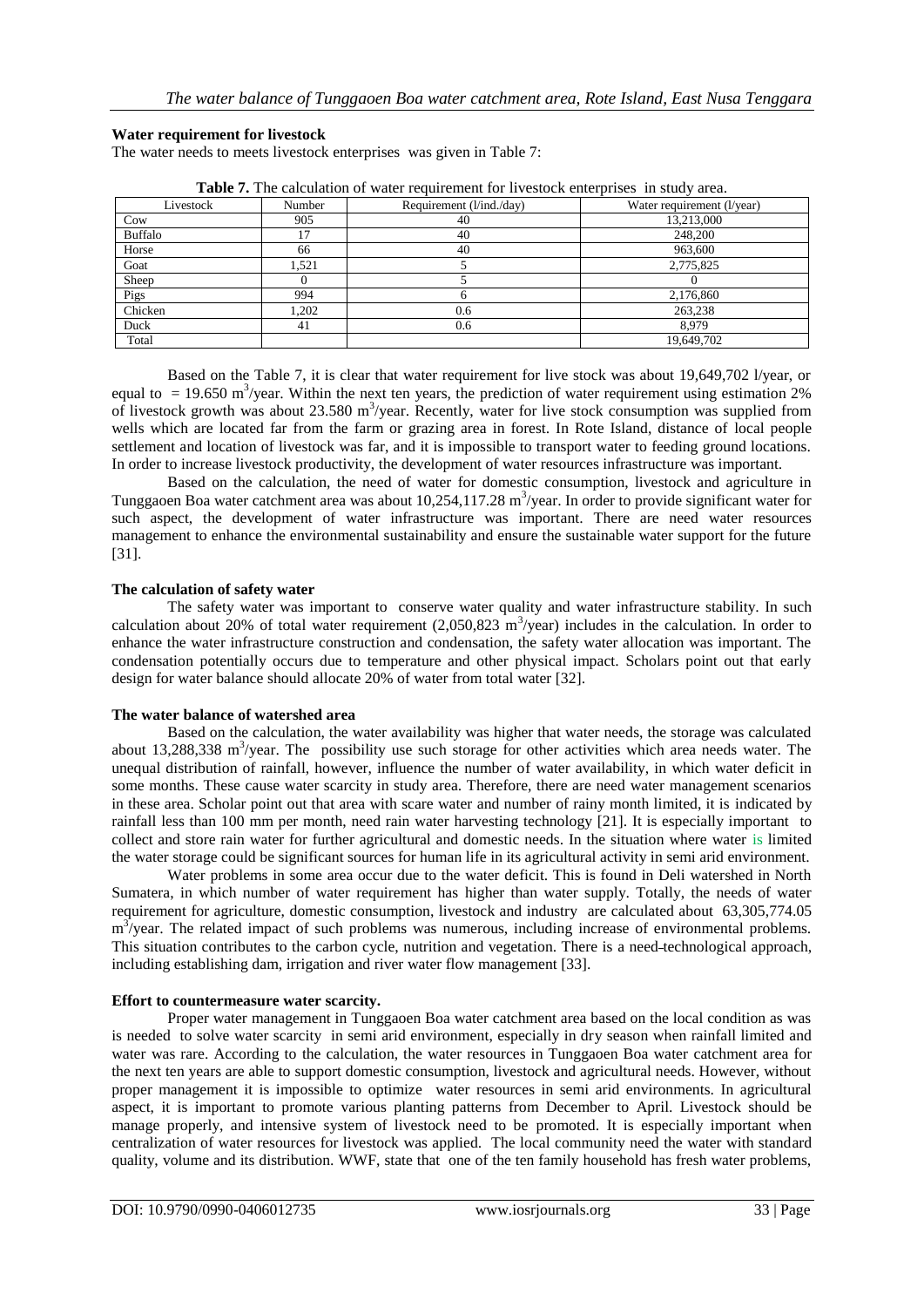#### Water requirement for livestock

The water needs to meets livestock enterprises was given in Table 7:

**Table 7.** The calculation of water requirement for livestock enterprises in study area.

| Livestock | Number | Requirement (l/ind./day) | Water requirement (l/year) |
|---|---|---|---|
| Cow | 905 | 40 | 13,213,000 |
| Buffalo | 17 | 40 | 248,200 |
| Horse | 66 | 40 | 963,600 |
| Goat | 1,521 | 5 | 2,775,825 |
| Sheep | 0 | 5 | 0 |
| Pigs | 994 | 6 | 2,176,860 |
| Chicken | 1,202 | 0.6 | 263,238 |
| Duck | 41 | 0.6 | 8,979 |
| Total | | | 19,649,702 |

Based on the Table 7, it is clear that water requirement for live stock was about 19,649,702 l/year, or equal to = 19.650 $m^3$/year. Within the next ten years, the prediction of water requirement using estimation 2% of livestock growth was about 23.580 $m^3$/year. Recently, water for live stock consumption was supplied from wells which are located far from the farm or grazing area in forest. In Rote Island, distance of local people settlement and location of livestock was far, and it is impossible to transport water to feeding ground locations. In order to increase livestock productivity, the development of water resources infrastructure was important.

Based on the calculation, the need of water for domestic consumption, livestock and agriculture in Tunggaoen Boa water catchment area was about 10,254,117.28 $m^3$/year. In order to provide significant water for such aspect, the development of water infrastructure was important. There are need water resources management to enhance the environmental sustainability and ensure the sustainable water support for the future [31].

#### The calculation of safety water

The safety water was important to conserve water quality and water infrastructure stability. In such calculation about 20% of total water requirement (2,050,823 $m^3$/year) includes in the calculation. In order to enhance the water infrastructure construction and condensation, the safety water allocation was important. The condensation potentially occurs due to temperature and other physical impact. Scholars point out that early design for water balance should allocate 20% of water from total water [32].

#### The water balance of watershed area

Based on the calculation, the water availability was higher that water needs, the storage was calculated about 13,288,338 $m^3$/year. The possibility use such storage for other activities which area needs water. The unequal distribution of rainfall, however, influence the number of water availability, in which water deficit in some months. These cause water scarcity in study area. Therefore, there are need water management scenarios in these area. Scholar point out that area with scare water and number of rainy month limited, it is indicated by rainfall less than 100 mm per month, need rain water harvesting technology [21]. It is especially important to collect and store rain water for further agricultural and domestic needs. In the situation where water is limited the water storage could be significant sources for human life in its agricultural activity in semi arid environment.

Water problems in some area occur due to the water deficit. This is found in Deli watershed in North Sumatera, in which number of water requirement has higher than water supply. Totally, the needs of water requirement for agriculture, domestic consumption, livestock and industry are calculated about 63,305,774.05 $m^3$/year. The related impact of such problems was numerous, including increase of environmental problems. This situation contributes to the carbon cycle, nutrition and vegetation. There is a need technological approach, including establishing dam, irrigation and river water flow management [33].

#### Effort to countermeasure water scarcity.

Proper water management in Tunggaoen Boa water catchment area based on the local condition as was is needed to solve water scarcity in semi arid environment, especially in dry season when rainfall limited and water was rare. According to the calculation, the water resources in Tunggaoen Boa water catchment area for the next ten years are able to support domestic consumption, livestock and agricultural needs. However, without proper management it is impossible to optimize water resources in semi arid environments. In agricultural aspect, it is important to promote various planting patterns from December to April. Livestock should be manage properly, and intensive system of livestock need to be promoted. It is especially important when centralization of water resources for livestock was applied. The local community need the water with standard quality, volume and its distribution. WWF, state that one of the ten family household has fresh water problems,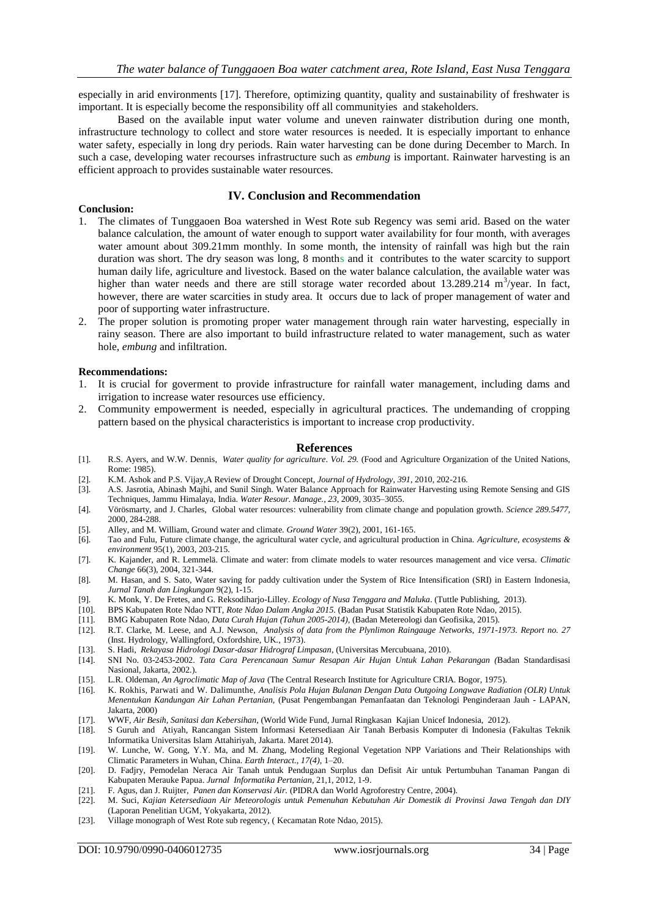especially in arid environments [17]. Therefore, optimizing quantity, quality and sustainability of freshwater is important. It is especially become the responsibility off all communityies and stakeholders.

Based on the available input water volume and uneven rainwater distribution during one month, infrastructure technology to collect and store water resources is needed. It is especially important to enhance water safety, especially in long dry periods. Rain water harvesting can be done during December to March. In such a case, developing water recourses infrastructure such as *embung* is important. Rainwater harvesting is an efficient approach to provides sustainable water resources.

## IV. Conclusion and Recommendation

**Conclusion:**

1. The climates of Tunggaoen Boa watershed in West Rote sub Regency was semi arid. Based on the water balance calculation, the amount of water enough to support water availability for four month, with averages water amount about 309.21mm monthly. In some month, the intensity of rainfall was high but the rain duration was short. The dry season was long, 8 months and it contributes to the water scarcity to support human daily life, agriculture and livestock. Based on the water balance calculation, the available water was higher than water needs and there are still storage water recorded about 13.289.214 $m^3$/year. In fact, however, there are water scarcities in study area. It occurs due to lack of proper management of water and poor of supporting water infrastructure.
2. The proper solution is promoting proper water management through rain water harvesting, especially in rainy season. There are also important to build infrastructure related to water management, such as water hole, *embung* and infiltration.

**Recommendations:**

1. It is crucial for goverment to provide infrastructure for rainfall water management, including dams and irrigation to increase water resources use efficiency.
2. Community empowerment is needed, especially in agricultural practices. The undemanding of cropping pattern based on the physical characteristics is important to increase crop productivity.

## References

[1]. R.S. Ayers, and W.W. Dennis, *Water quality for agriculture*. *Vol. 29.* (Food and Agriculture Organization of the United Nations, Rome: 1985).

[2]. K.M. Ashok and P.S. Vijay,A Review of Drought Concept, *Journal of Hydrology, 391*, 2010, 202-216.

[3]. A.S. Jasrotia, Abinash Majhi, and Sunil Singh. Water Balance Approach for Rainwater Harvesting using Remote Sensing and GIS Techniques, Jammu Himalaya, India. *Water Resour. Manage., 23*, 2009, 3035–3055.

[4]. Vörösmarty, and J. Charles, Global water resources: vulnerability from climate change and population growth. *Science 289.5477,* 2000, 284-288.

[5]. Alley, and M. William, Ground water and climate. *Ground Water* 39(2), 2001, 161-165.

[6]. Tao and Fulu, Future climate change, the agricultural water cycle, and agricultural production in China. *Agriculture, ecosystems & environment* 95(1), 2003, 203-215.

[7]. K. Kajander, and R. Lemmelä. Climate and water: from climate models to water resources management and vice versa. *Climatic Change* 66(3), 2004, 321-344.

[8]. M. Hasan, and S. Sato, Water saving for paddy cultivation under the System of Rice Intensification (SRI) in Eastern Indonesia, *Jurnal Tanah dan Lingkungan* 9(2), 1-15.

[9]. K. Monk, Y. De Fretes, and G. Reksodiharjo-Lilley. *Ecology of Nusa Tenggara and Maluka*. (Tuttle Publishing, 2013).

[10]. BPS Kabupaten Rote Ndao NTT, *Rote Ndao Dalam Angka 2015*. (Badan Pusat Statistik Kabupaten Rote Ndao, 2015).

[11]. BMG Kabupaten Rote Ndao, *Data Curah Hujan (Tahun 2005-2014)*, (Badan Metereologi dan Geofisika, 2015).

[12]. R.T. Clarke, M. Leese, and A.J. Newson, *Analysis of data from the Plynlimon Raingauge Networks, 1971-1973. Report no. 27* (Inst. Hydrology, Wallingford, Oxfordshire, UK., 1973).

[13]. S. Hadi, *Rekayasa Hidrologi Dasar-dasar Hidrograf Limpasan*, (Universitas Mercubuana, 2010).

[14]. SNI No. 03-2453-2002. *Tata Cara Perencanaan Sumur Resapan Air Hujan Untuk Lahan Pekarangan (*Badan Standardisasi Nasional, Jakarta, 2002.).

[15]. L.R. Oldeman, *An Agroclimatic Map of Java* (The Central Research Institute for Agriculture CRIA. Bogor, 1975).

[16]. K. Rokhis, Parwati and W. Dalimunthe, *Analisis Pola Hujan Bulanan Dengan Data Outgoing Longwave Radiation (OLR) Untuk Menentukan Kandungan Air Lahan Pertanian,* (Pusat Pengembangan Pemanfaatan dan Teknologi Penginderaan Jauh - LAPAN, Jakarta, 2000)

[17]. WWF, *Air Besih, Sanitasi dan Kebersihan*, (World Wide Fund, Jurnal Ringkasan Kajian Unicef Indonesia, 2012).

[18]. S Guruh and Atiyah, Rancangan Sistem Informasi Ketersediaan Air Tanah Berbasis Komputer di Indonesia (Fakultas Teknik Informatika Universitas Islam Attahiriyah, Jakarta. Maret 2014).

[19]. W. Lunche, W. Gong, Y.Y. Ma, and M. Zhang, Modeling Regional Vegetation NPP Variations and Their Relationships with Climatic Parameters in Wuhan, China. *Earth Interact., 17(4)*, 1–20.

[20]. D. Fadjry, Pemodelan Neraca Air Tanah untuk Pendugaan Surplus dan Defisit Air untuk Pertumbuhan Tanaman Pangan di Kabupaten Merauke Papua. *Jurnal Informatika Pertanian*, 21,1, 2012, 1-9.

[21]. F. Agus, dan J. Ruijter, *Panen dan Konservasi Air.* (PIDRA dan World Agroforestry Centre, 2004).

[22]. M. Suci, *Kajian Ketersediaan Air Meteorologis untuk Pemenuhan Kebutuhan Air Domestik di Provinsi Jawa Tengah dan DIY* (Laporan Penelitian UGM, Yokyakarta, 2012).

[23]. Village monograph of West Rote sub regency, ( Kecamatan Rote Ndao, 2015).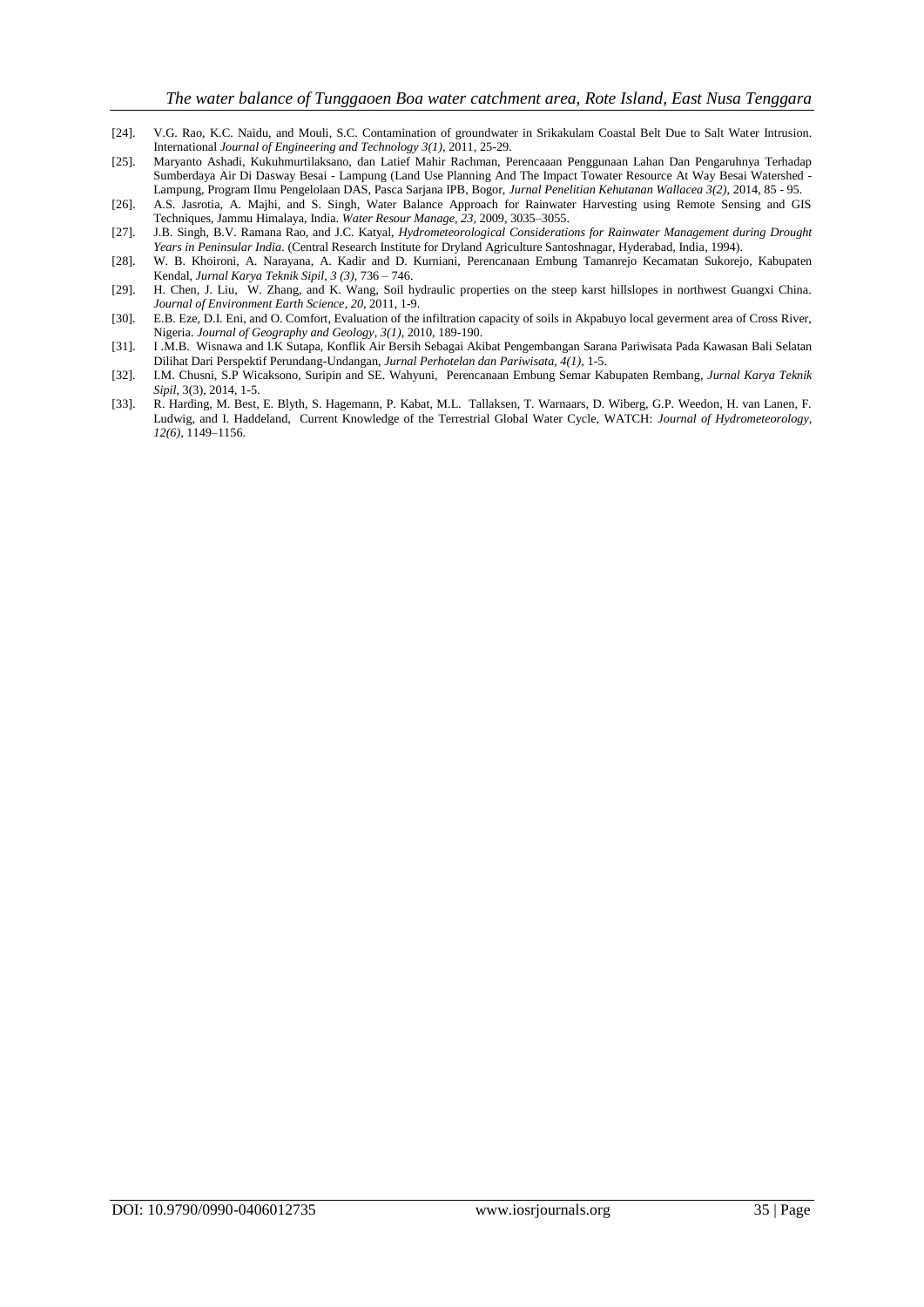[24]. V.G. Rao, K.C. Naidu, and Mouli, S.C. Contamination of groundwater in Srikakulam Coastal Belt Due to Salt Water Intrusion. International *Journal of Engineering and Technology 3(1)*, 2011, 25-29.

[25]. Maryanto Ashadi, Kukuhmurtilaksano, dan Latief Mahir Rachman, Perencaaan Penggunaan Lahan Dan Pengaruhnya Terhadap Sumberdaya Air Di Dasway Besai - Lampung (Land Use Planning And The Impact Towater Resource At Way Besai Watershed - Lampung, Program Ilmu Pengelolaan DAS, Pasca Sarjana IPB, Bogor, *Jurnal Penelitian Kehutanan Wallacea 3(2)*, 2014, 85 - 95.

[26]. A.S. Jasrotia, A. Majhi, and S. Singh, Water Balance Approach for Rainwater Harvesting using Remote Sensing and GIS Techniques, Jammu Himalaya, India. *Water Resour Manage, 23*, 2009, 3035–3055.

[27]. J.B. Singh, B.V. Ramana Rao, and J.C. Katyal, *Hydrometeorological Considerations for Rainwater Management during Drought Years in Peninsular India*. (Central Research Institute for Dryland Agriculture Santoshnagar, Hyderabad, India, 1994).

[28]. W. B. Khoironi, A. Narayana, A. Kadir and D. Kurniani, Perencanaan Embung Tamanrejo Kecamatan Sukorejo, Kabupaten Kendal, *Jurnal Karya Teknik Sipil, 3 (3)*, 736 – 746.

[29]. H. Chen, J. Liu, W. Zhang, and K. Wang, Soil hydraulic properties on the steep karst hillslopes in northwest Guangxi China. *Journal of Environment Earth Science, 20*, 2011, 1-9.

[30]. E.B. Eze, D.I. Eni, and O. Comfort, Evaluation of the infiltration capacity of soils in Akpabuyo local geverment area of Cross River, Nigeria. *Journal of Geography and Geology, 3(1)*, 2010, 189-190.

[31]. I .M.B. Wisnawa and I.K Sutapa, Konflik Air Bersih Sebagai Akibat Pengembangan Sarana Pariwisata Pada Kawasan Bali Selatan Dilihat Dari Perspektif Perundang-Undangan, *Jurnal Perhotelan dan Pariwisata, 4(1)*, 1-5.

[32]. I.M. Chusni, S.P Wicaksono, Suripin and SE. Wahyuni, Perencanaan Embung Semar Kabupaten Rembang, *Jurnal Karya Teknik Sipil*, 3(3), 2014, 1-5.

[33]. R. Harding, M. Best, E. Blyth, S. Hagemann, P. Kabat, M.L. Tallaksen, T. Warnaars, D. Wiberg, G.P. Weedon, H. van Lanen, F. Ludwig, and I. Haddeland, Current Knowledge of the Terrestrial Global Water Cycle, WATCH: *Journal of Hydrometeorology, 12(6)*, 1149–1156.